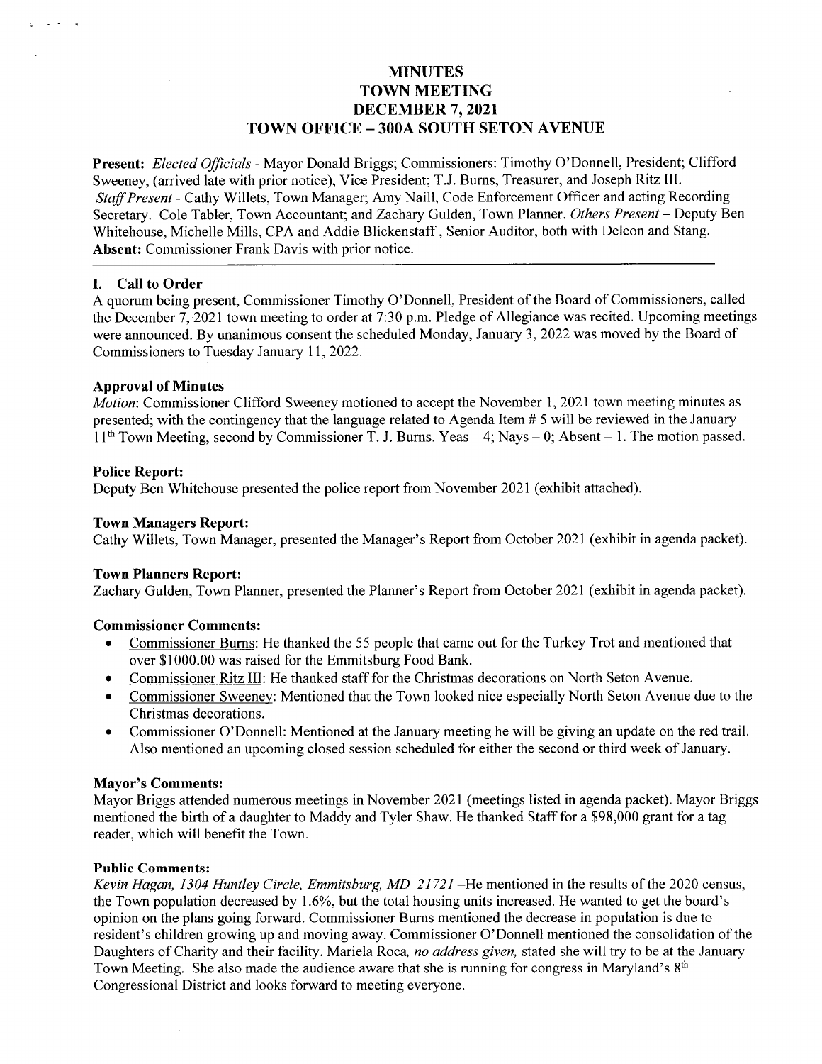# MINUTES
# TOWN MEETING
# DECEMBER 7, 2021
# TOWN OFFICE – 300A SOUTH SETON AVENUE

**Present:** *Elected Officials* - Mayor Donald Briggs; Commissioners: Timothy O'Donnell, President; Clifford Sweeney, (arrived late with prior notice), Vice President; T.J. Burns, Treasurer, and Joseph Ritz III. *Staff Present* - Cathy Willets, Town Manager; Amy Naill, Code Enforcement Officer and acting Recording Secretary. Cole Tabler, Town Accountant; and Zachary Gulden, Town Planner. *Others Present* – Deputy Ben Whitehouse, Michelle Mills, CPA and Addie Blickenstaff, Senior Auditor, both with Deleon and Stang.
**Absent:** Commissioner Frank Davis with prior notice.

---

### I. Call to Order

A quorum being present, Commissioner Timothy O'Donnell, President of the Board of Commissioners, called the December 7, 2021 town meeting to order at 7:30 p.m. Pledge of Allegiance was recited. Upcoming meetings were announced. By unanimous consent the scheduled Monday, January 3, 2022 was moved by the Board of Commissioners to Tuesday January 11, 2022.

### Approval of Minutes

*Motion*: Commissioner Clifford Sweeney motioned to accept the November 1, 2021 town meeting minutes as presented; with the contingency that the language related to Agenda Item # 5 will be reviewed in the January 11th Town Meeting, second by Commissioner T. J. Burns. Yeas – 4; Nays – 0; Absent – 1. The motion passed.

### Police Report:

Deputy Ben Whitehouse presented the police report from November 2021 (exhibit attached).

### Town Managers Report:

Cathy Willets, Town Manager, presented the Manager's Report from October 2021 (exhibit in agenda packet).

### Town Planners Report:

Zachary Gulden, Town Planner, presented the Planner's Report from October 2021 (exhibit in agenda packet).

### Commissioner Comments:

- Commissioner Burns: He thanked the 55 people that came out for the Turkey Trot and mentioned that over $1000.00 was raised for the Emmitsburg Food Bank.
- Commissioner Ritz III: He thanked staff for the Christmas decorations on North Seton Avenue.
- Commissioner Sweeney: Mentioned that the Town looked nice especially North Seton Avenue due to the Christmas decorations.
- Commissioner O'Donnell: Mentioned at the January meeting he will be giving an update on the red trail. Also mentioned an upcoming closed session scheduled for either the second or third week of January.

### Mayor's Comments:

Mayor Briggs attended numerous meetings in November 2021 (meetings listed in agenda packet). Mayor Briggs mentioned the birth of a daughter to Maddy and Tyler Shaw. He thanked Staff for a $98,000 grant for a tag reader, which will benefit the Town.

### Public Comments:

*Kevin Hagan, 1304 Huntley Circle, Emmitsburg, MD 21721* –He mentioned in the results of the 2020 census, the Town population decreased by 1.6%, but the total housing units increased. He wanted to get the board's opinion on the plans going forward. Commissioner Burns mentioned the decrease in population is due to resident's children growing up and moving away. Commissioner O'Donnell mentioned the consolidation of the Daughters of Charity and their facility. Mariela Roca, *no address given,* stated she will try to be at the January Town Meeting. She also made the audience aware that she is running for congress in Maryland's 8th Congressional District and looks forward to meeting everyone.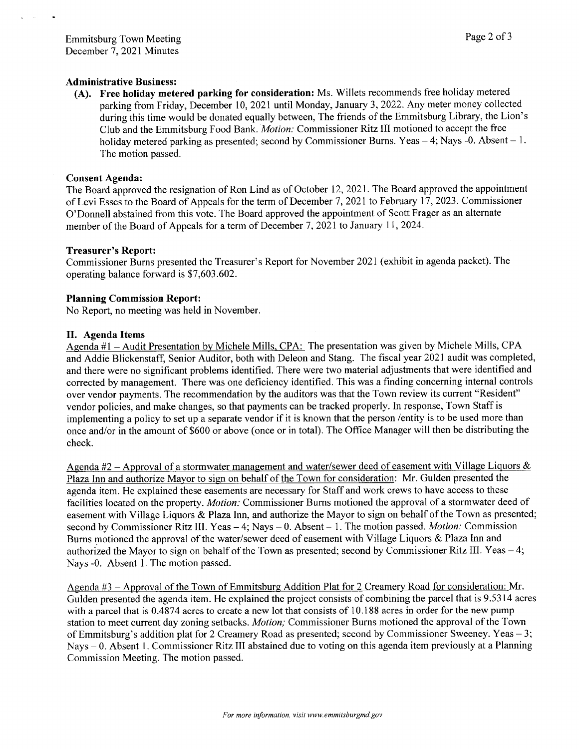**Administrative Business:**

**(A). Free holiday metered parking for consideration:** Ms. Willets recommends free holiday metered parking from Friday, December 10, 2021 until Monday, January 3, 2022. Any meter money collected during this time would be donated equally between, The friends of the Emmitsburg Library, the Lion's Club and the Emmitsburg Food Bank. *Motion:* Commissioner Ritz III motioned to accept the free holiday metered parking as presented; second by Commissioner Burns. Yeas – 4; Nays -0. Absent – 1. The motion passed.

**Consent Agenda:**

The Board approved the resignation of Ron Lind as of October 12, 2021. The Board approved the appointment of Levi Esses to the Board of Appeals for the term of December 7, 2021 to February 17, 2023. Commissioner O'Donnell abstained from this vote. The Board approved the appointment of Scott Frager as an alternate member of the Board of Appeals for a term of December 7, 2021 to January 11, 2024.

**Treasurer's Report:**

Commissioner Burns presented the Treasurer's Report for November 2021 (exhibit in agenda packet). The operating balance forward is $7,603.602.

**Planning Commission Report:**

No Report, no meeting was held in November.

**II. Agenda Items**

Agenda #1 – Audit Presentation by Michele Mills, CPA: The presentation was given by Michele Mills, CPA and Addie Blickenstaff, Senior Auditor, both with Deleon and Stang. The fiscal year 2021 audit was completed, and there were no significant problems identified. There were two material adjustments that were identified and corrected by management. There was one deficiency identified. This was a finding concerning internal controls over vendor payments. The recommendation by the auditors was that the Town review its current "Resident" vendor policies, and make changes, so that payments can be tracked properly. In response, Town Staff is implementing a policy to set up a separate vendor if it is known that the person /entity is to be used more than once and/or in the amount of $600 or above (once or in total). The Office Manager will then be distributing the check.

Agenda #2 – Approval of a stormwater management and water/sewer deed of easement with Village Liquors & Plaza Inn and authorize Mayor to sign on behalf of the Town for consideration: Mr. Gulden presented the agenda item. He explained these easements are necessary for Staff and work crews to have access to these facilities located on the property. *Motion:* Commissioner Burns motioned the approval of a stormwater deed of easement with Village Liquors & Plaza Inn, and authorize the Mayor to sign on behalf of the Town as presented; second by Commissioner Ritz III. Yeas – 4; Nays – 0. Absent – 1. The motion passed. *Motion:* Commission Burns motioned the approval of the water/sewer deed of easement with Village Liquors & Plaza Inn and authorized the Mayor to sign on behalf of the Town as presented; second by Commissioner Ritz III. Yeas – 4; Nays -0. Absent 1. The motion passed.

Agenda #3 – Approval of the Town of Emmitsburg Addition Plat for 2 Creamery Road for consideration: Mr. Gulden presented the agenda item. He explained the project consists of combining the parcel that is 9.5314 acres with a parcel that is 0.4874 acres to create a new lot that consists of 10.188 acres in order for the new pump station to meet current day zoning setbacks. *Motion;* Commissioner Burns motioned the approval of the Town of Emmitsburg's addition plat for 2 Creamery Road as presented; second by Commissioner Sweeney. Yeas – 3; Nays – 0. Absent 1. Commissioner Ritz III abstained due to voting on this agenda item previously at a Planning Commission Meeting. The motion passed.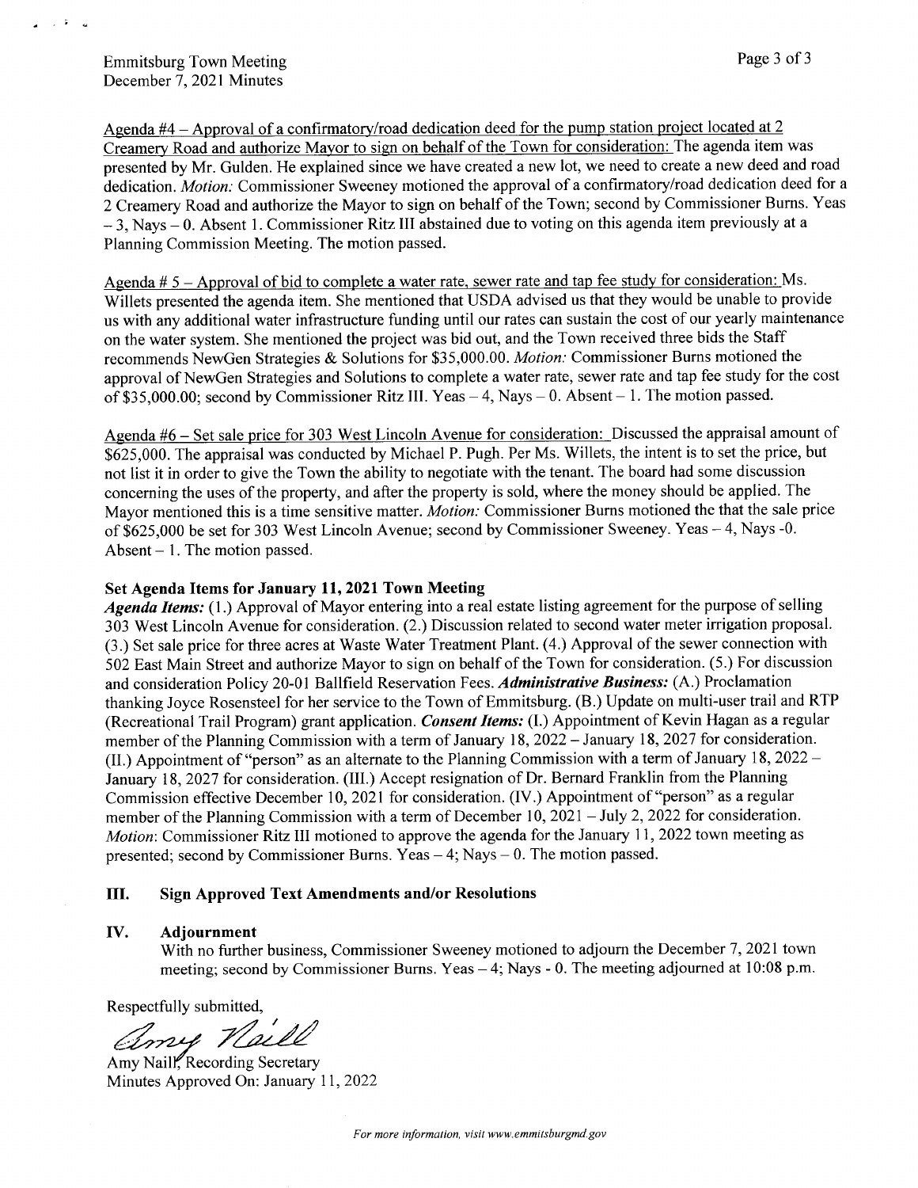Agenda #4 – Approval of a confirmatory/road dedication deed for the pump station project located at 2 Creamery Road and authorize Mayor to sign on behalf of the Town for consideration: The agenda item was presented by Mr. Gulden. He explained since we have created a new lot, we need to create a new deed and road dedication. *Motion:* Commissioner Sweeney motioned the approval of a confirmatory/road dedication deed for a 2 Creamery Road and authorize the Mayor to sign on behalf of the Town; second by Commissioner Burns. Yeas – 3, Nays – 0. Absent 1. Commissioner Ritz III abstained due to voting on this agenda item previously at a Planning Commission Meeting. The motion passed.

Agenda # 5 – Approval of bid to complete a water rate, sewer rate and tap fee study for consideration: Ms. Willets presented the agenda item. She mentioned that USDA advised us that they would be unable to provide us with any additional water infrastructure funding until our rates can sustain the cost of our yearly maintenance on the water system. She mentioned the project was bid out, and the Town received three bids the Staff recommends NewGen Strategies & Solutions for $35,000.00. *Motion:* Commissioner Burns motioned the approval of NewGen Strategies and Solutions to complete a water rate, sewer rate and tap fee study for the cost of $35,000.00; second by Commissioner Ritz III. Yeas – 4, Nays – 0. Absent – 1. The motion passed.

Agenda #6 – Set sale price for 303 West Lincoln Avenue for consideration: Discussed the appraisal amount of $625,000. The appraisal was conducted by Michael P. Pugh. Per Ms. Willets, the intent is to set the price, but not list it in order to give the Town the ability to negotiate with the tenant. The board had some discussion concerning the uses of the property, and after the property is sold, where the money should be applied. The Mayor mentioned this is a time sensitive matter. *Motion:* Commissioner Burns motioned the that the sale price of $625,000 be set for 303 West Lincoln Avenue; second by Commissioner Sweeney. Yeas – 4, Nays -0. Absent – 1. The motion passed.

**Set Agenda Items for January 11, 2021 Town Meeting**

***Agenda Items:*** (1.) Approval of Mayor entering into a real estate listing agreement for the purpose of selling 303 West Lincoln Avenue for consideration. (2.) Discussion related to second water meter irrigation proposal. (3.) Set sale price for three acres at Waste Water Treatment Plant. (4.) Approval of the sewer connection with 502 East Main Street and authorize Mayor to sign on behalf of the Town for consideration. (5.) For discussion and consideration Policy 20-01 Ballfield Reservation Fees. ***Administrative Business:*** (A.) Proclamation thanking Joyce Rosensteel for her service to the Town of Emmitsburg. (B.) Update on multi-user trail and RTP (Recreational Trail Program) grant application. ***Consent Items:*** (I.) Appointment of Kevin Hagan as a regular member of the Planning Commission with a term of January 18, 2022 – January 18, 2027 for consideration. (II.) Appointment of "person" as an alternate to the Planning Commission with a term of January 18, 2022 – January 18, 2027 for consideration. (III.) Accept resignation of Dr. Bernard Franklin from the Planning Commission effective December 10, 2021 for consideration. (IV.) Appointment of "person" as a regular member of the Planning Commission with a term of December 10, 2021 – July 2, 2022 for consideration. *Motion*: Commissioner Ritz III motioned to approve the agenda for the January 11, 2022 town meeting as presented; second by Commissioner Burns. Yeas – 4; Nays – 0. The motion passed.

## III. Sign Approved Text Amendments and/or Resolutions

## IV. Adjournment

With no further business, Commissioner Sweeney motioned to adjourn the December 7, 2021 town meeting; second by Commissioner Burns. Yeas – 4; Nays - 0. The meeting adjourned at 10:08 p.m.

Respectfully submitted,

*Amy Naill*

Amy Naill, Recording Secretary
Minutes Approved On: January 11, 2022

*For more information, visit www.emmitsburgmd.gov*